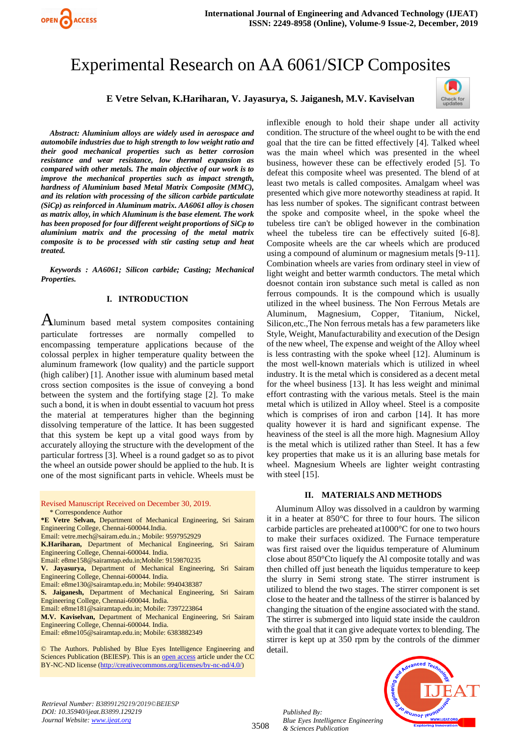# Experimental Research on AA 6061/SICP Composites

**E Vetre Selvan, K.Hariharan, V. Jayasurya, S. Jaiganesh, M.V. Kaviselvan**

***Abstract: Aluminium alloys are widely used in aerospace and automobile industries due to high strength to low weight ratio and their good mechanical properties such as better corrosion resistance and wear resistance, low thermal expansion as compared with other metals. The main objective of our work is to improve the mechanical properties such as impact strength, hardness of Aluminium based Metal Matrix Composite (MMC), and its relation with processing of the silicon carbide particulate (SiCp) as reinforced in Aluminum matrix. AA6061 alloy is chosen as matrix alloy, in which Aluminum is the base element. The work has been proposed for four different weight proportions of SiCp to aluminium matrix and the processing of the metal matrix composite is to be processed with stir casting setup and heat treated.***

***Keywords : AA6061; Silicon carbide; Casting; Mechanical Properties.***

## I. INTRODUCTION

Aluminum based metal system composites containing particulate fortresses are normally compelled to encompassing temperature applications because of the colossal perplex in higher temperature quality between the aluminum framework (low quality) and the particle support (high caliber) [1]. Another issue with aluminum based metal cross section composites is the issue of conveying a bond between the system and the fortifying stage [2]. To make such a bond, it is when in doubt essential to vacuum hot press the material at temperatures higher than the beginning dissolving temperature of the lattice. It has been suggested that this system be kept up a vital good ways from by accurately alloying the structure with the development of the particular fortress [3]. Wheel is a round gadget so as to pivot the wheel an outside power should be applied to the hub. It is one of the most significant parts in vehicle. Wheels must be inflexible enough to hold their shape under all activity condition. The structure of the wheel ought to be with the end goal that the tire can be fitted effectively [4]. Talked wheel was the main wheel which was presented in the wheel business, however these can be effectively eroded [5]. To defeat this composite wheel was presented. The blend of at least two metals is called composites. Amalgam wheel was presented which give more noteworthy steadiness at rapid. It has less number of spokes. The significant contrast between the spoke and composite wheel, in the spoke wheel the tubeless tire can't be obliged however in the combination wheel the tubeless tire can be effectively suited [6-8]. Composite wheels are the car wheels which are produced using a compound of aluminum or magnesium metals [9-11]. Combination wheels are varies from ordinary steel in view of light weight and better warmth conductors. The metal which doesnot contain iron substance such metal is called as non ferrous compounds. It is the compound which is usually utilized in the wheel business. The Non Ferrous Metals are Aluminum, Magnesium, Copper, Titanium, Nickel, Silicon,etc.,The Non ferrous metals has a few parameters like Style, Weight, Manufacturability and execution of the Design of the new wheel, The expense and weight of the Alloy wheel is less contrasting with the spoke wheel [12]. Aluminum is the most well-known materials which is utilized in wheel industry. It is the metal which is considered as a decent metal for the wheel business [13]. It has less weight and minimal effort contrasting with the various metals. Steel is the main metal which is utilized in Alloy wheel. Steel is a composite which is comprises of iron and carbon [14]. It has more quality however it is hard and significant expense. The heaviness of the steel is all the more high. Magnesium Alloy is the metal which is utilized rather than Steel. It has a few key properties that make us it is an alluring base metals for wheel. Magnesium Wheels are lighter weight contrasting with steel [15].

## II. MATERIALS AND METHODS

Aluminum Alloy was dissolved in a cauldron by warming it in a heater at 850°C for three to four hours. The silicon carbide particles are preheated at1000°C for one to two hours to make their surfaces oxidized. The Furnace temperature was first raised over the liquidus temperature of Aluminum close about 850°Cto liquefy the Al composite totally and was then chilled off just beneath the liquidus temperature to keep the slurry in Semi strong state. The stirrer instrument is utilized to blend the two stages. The stirrer component is set close to the heater and the tallness of the stirrer is balanced by changing the situation of the engine associated with the stand. The stirrer is submerged into liquid state inside the cauldron with the goal that it can give adequate vortex to blending. The stirrer is kept up at 350 rpm by the controls of the dimmer detail.

Revised Manuscript Received on December 30, 2019.

\* Correspondence Author

***E Vetre Selvan**, Department of Mechanical Engineering, Sri Sairam Engineering College, Chennai-600044.India.
Email: vetre.mech@sairam.edu.in.; Mobile: 9597952929

**K.Hariharan,** Department of Mechanical Engineering, Sri Sairam Engineering College, Chennai-600044. India.
Email: e8me158@sairamtap.edu.in;Mobile: 9159870235

**V. Jayasurya,** Department of Mechanical Engineering, Sri Sairam Engineering College, Chennai-600044. India.
Email: e8me130@sairamtap.edu.in; Mobile: 9940438387

**S. Jaiganesh,** Department of Mechanical Engineering, Sri Sairam Engineering College, Chennai-600044. India.
Email: e8me181@sairamtap.edu.in; Mobile: 7397223864

**M.V. Kaviselvan,** Department of Mechanical Engineering, Sri Sairam Engineering College, Chennai-600044. India.
Email: e8me105@sairamtap.edu.in; Mobile: 6383882349

© The Authors. Published by Blue Eyes Intelligence Engineering and Sciences Publication (BEIESP). This is an open access article under the CC BY-NC-ND license (http://creativecommons.org/licenses/by-nc-nd/4.0/)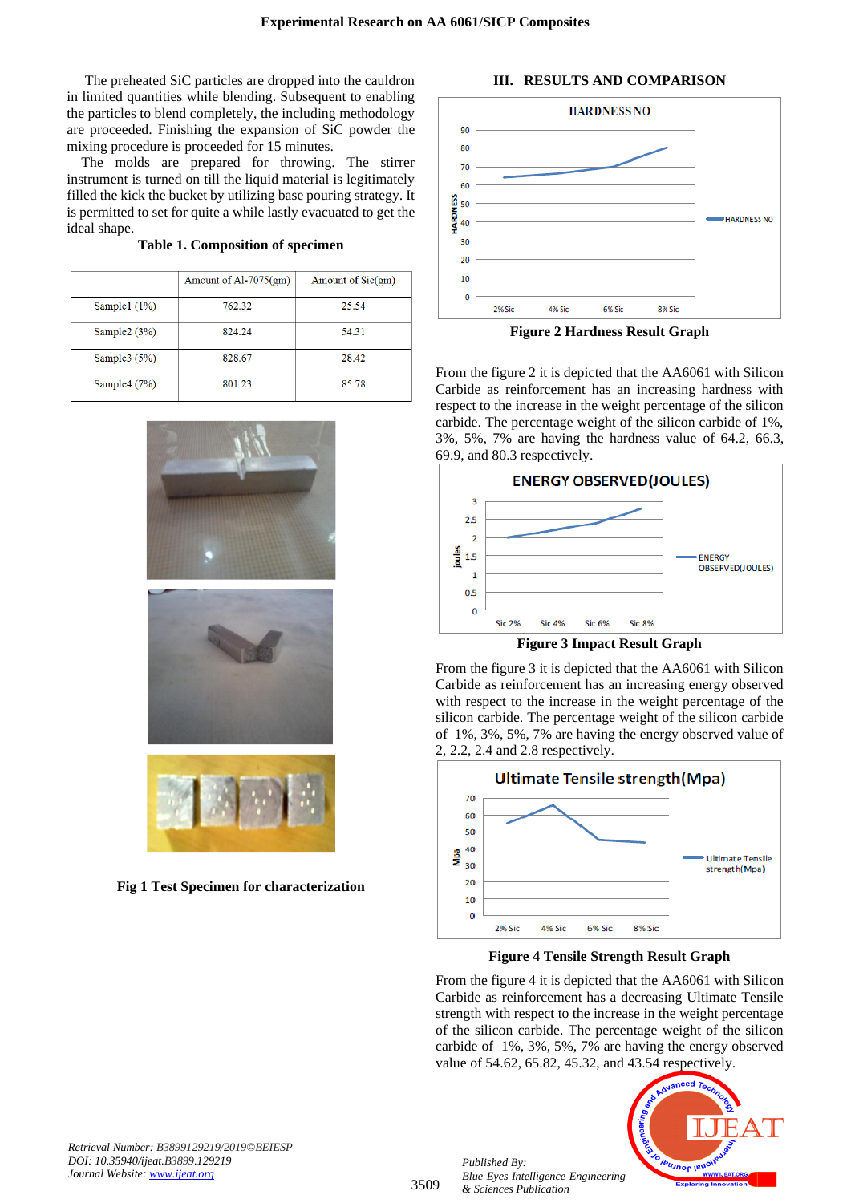The preheated SiC particles are dropped into the cauldron in limited quantities while blending. Subsequent to enabling the particles to blend completely, the including methodology are proceeded. Finishing the expansion of SiC powder the mixing procedure is proceeded for 15 minutes.

The molds are prepared for throwing. The stirrer instrument is turned on till the liquid material is legitimately filled the kick the bucket by utilizing base pouring strategy. It is permitted to set for quite a while lastly evacuated to get the ideal shape.

**Table 1. Composition of specimen**

| | Amount of Al-7075(gm) | Amount of Sic(gm) |
|---|---|---|
| Sample1 (1%) | 762.32 | 25.54 |
| Sample2 (3%) | 824.24 | 54.31 |
| Sample3 (5%) | 828.67 | 28.42 |
| Sample4 (7%) | 801.23 | 85.78 |

**Fig 1 Test Specimen for characterization**

## III. RESULTS AND COMPARISON

**Figure 2 Hardness Result Graph**

From the figure 2 it is depicted that the AA6061 with Silicon Carbide as reinforcement has an increasing hardness with respect to the increase in the weight percentage of the silicon carbide. The percentage weight of the silicon carbide of 1%, 3%, 5%, 7% are having the hardness value of 64.2, 66.3, 69.9, and 80.3 respectively.

**Figure 3 Impact Result Graph**

From the figure 3 it is depicted that the AA6061 with Silicon Carbide as reinforcement has an increasing energy observed with respect to the increase in the weight percentage of the silicon carbide. The percentage weight of the silicon carbide of 1%, 3%, 5%, 7% are having the energy observed value of 2, 2.2, 2.4 and 2.8 respectively.

**Figure 4 Tensile Strength Result Graph**

From the figure 4 it is depicted that the AA6061 with Silicon Carbide as reinforcement has a decreasing Ultimate Tensile strength with respect to the increase in the weight percentage of the silicon carbide. The percentage weight of the silicon carbide of 1%, 3%, 5%, 7% are having the energy observed value of 54.62, 65.82, 45.32, and 43.54 respectively.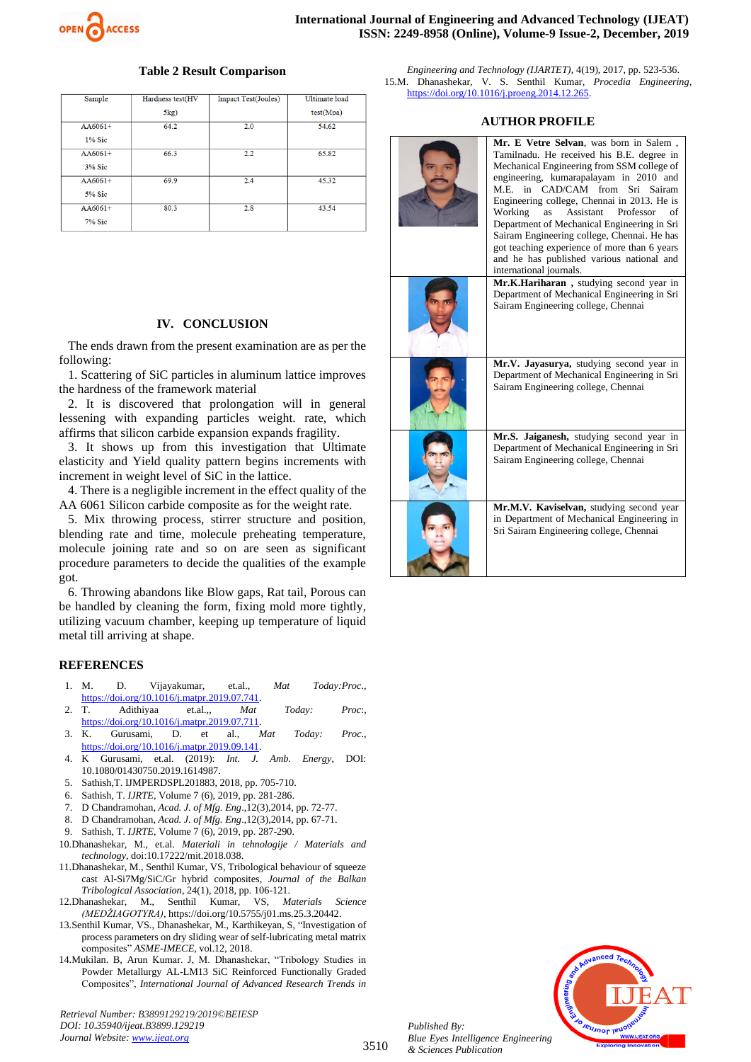Table 2 Result Comparison

| Sample | Hardness test(HV 5kg) | Impact Test(Joules) | Ultimate load test(Mpa) |
|---|---|---|---|
| AA6061+ 1% Sic | 64.2 | 2.0 | 54.62 |
| AA6061+ 3% Sic | 66.3 | 2.2 | 65.82 |
| AA6061+ 5% Sic | 69.9 | 2.4 | 45.32 |
| AA6061+ 7% Sic | 80.3 | 2.8 | 43.54 |

## IV. CONCLUSION

The ends drawn from the present examination are as per the following:

1. Scattering of SiC particles in aluminum lattice improves the hardness of the framework material
2. It is discovered that prolongation will in general lessening with expanding particles weight. rate, which affirms that silicon carbide expansion expands fragility.
3. It shows up from this investigation that Ultimate elasticity and Yield quality pattern begins increments with increment in weight level of SiC in the lattice.
4. There is a negligible increment in the effect quality of the AA 6061 Silicon carbide composite as for the weight rate.
5. Mix throwing process, stirrer structure and position, blending rate and time, molecule preheating temperature, molecule joining rate and so on are seen as significant procedure parameters to decide the qualities of the example got.
6. Throwing abandons like Blow gaps, Rat tail, Porous can be handled by cleaning the form, fixing mold more tightly, utilizing vacuum chamber, keeping up temperature of liquid metal till arriving at shape.

## REFERENCES

1. M. D. Vijayakumar, et.al., *Mat Today:Proc.*, https://doi.org/10.1016/j.matpr.2019.07.741.
2. T. Adithiyaa et.al.,, *Mat Today: Proc.*, https://doi.org/10.1016/j.matpr.2019.07.711.
3. K. Gurusami, D. et al., *Mat Today: Proc.*, https://doi.org/10.1016/j.matpr.2019.09.141.
4. K Gurusami, et.al. (2019): *Int. J. Amb. Energy*, DOI: 10.1080/01430750.2019.1614987.
5. Sathish,T. IJMPERDSPL201883, 2018, pp. 705-710.
6. Sathish, T. *IJRTE*, Volume 7 (6), 2019, pp. 281-286.
7. D Chandramohan, *Acad. J. of Mfg. Eng.*,12(3),2014, pp. 72-77.
8. D Chandramohan, *Acad. J. of Mfg. Eng.*,12(3),2014, pp. 67-71.
9. Sathish, T. *IJRTE*, Volume 7 (6), 2019, pp. 287-290.
10. Dhanashekar, M., et.al. *Materiali in tehnologije / Materials and technology*, doi:10.17222/mit.2018.038.
11. Dhanashekar, M., Senthil Kumar, VS, Tribological behaviour of squeeze cast Al-Si7Mg/SiC/Gr hybrid composites, *Journal of the Balkan Tribological Association*, 24(1), 2018, pp. 106-121.
12. Dhanashekar, M., Senthil Kumar, VS, *Materials Science (MEDŽIAGOTYRA)*, https://doi.org/10.5755/j01.ms.25.3.20442.
13. Senthil Kumar, VS., Dhanashekar, M., Karthikeyan, S, "Investigation of process parameters on dry sliding wear of self-lubricating metal matrix composites" *ASME-IMECE*, vol.12, 2018.
14. Mukilan. B, Arun Kumar. J, M. Dhanashekar, "Tribology Studies in Powder Metallurgy AL-LM13 SiC Reinforced Functionally Graded Composites", *International Journal of Advanced Research Trends in Engineering and Technology (IJARTET)*, 4(19), 2017, pp. 523-536.
15. M. Dhanashekar, V. S. Senthil Kumar, *Procedia Engineering*, https://doi.org/10.1016/j.proeng.2014.12.265.

## AUTHOR PROFILE

**Mr. E Vetre Selvan**, was born in Salem , Tamilnadu. He received his B.E. degree in Mechanical Engineering from SSM college of engineering, kumarapalayam in 2010 and M.E. in CAD/CAM from Sri Sairam Engineering college, Chennai in 2013. He is Working as Assistant Professor of Department of Mechanical Engineering in Sri Sairam Engineering college, Chennai. He has got teaching experience of more than 6 years and he has published various national and international journals.

**Mr.K.Hariharan ,** studying second year in Department of Mechanical Engineering in Sri Sairam Engineering college, Chennai

**Mr.V. Jayasurya,** studying second year in Department of Mechanical Engineering in Sri Sairam Engineering college, Chennai

**Mr.S. Jaiganesh,** studying second year in Department of Mechanical Engineering in Sri Sairam Engineering college, Chennai

**Mr.M.V. Kaviselvan,** studying second year in Department of Mechanical Engineering in Sri Sairam Engineering college, Chennai